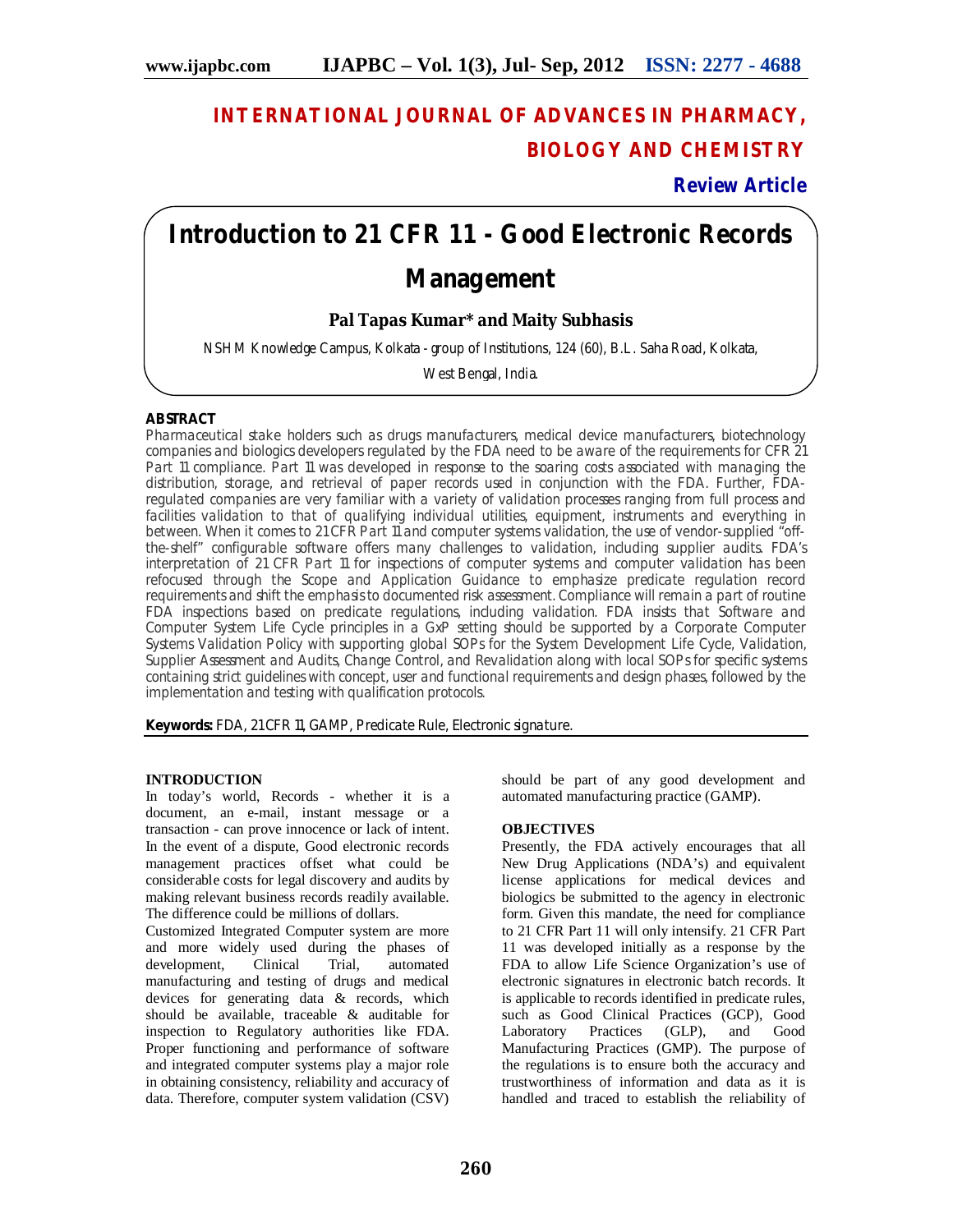# INTERNATIONAL JOURNAL OF ADVANCES IN PHARMACY, BIOLOGY AND CHEMISTRY

**Review Article**

# Introduction to 21 CFR 11 - Good Electronic Records Management

**Pal Tapas Kumar\* and Maity Subhasis**

NSHM Knowledge Campus, Kolkata - group of Institutions, 124 (60), B.L. Saha Road, Kolkata, West Bengal, India.

## ABSTRACT

Pharmaceutical stake holders such as drugs manufacturers, medical device manufacturers, biotechnology companies and biologics developers regulated by the FDA need to be aware of the requirements for CFR 21 Part 11 compliance. Part 11 was developed in response to the soaring costs associated with managing the distribution, storage, and retrieval of paper records used in conjunction with the FDA. Further, FDA-regulated companies are very familiar with a variety of validation processes ranging from full process and facilities validation to that of qualifying individual utilities, equipment, instruments and everything in between. When it comes to 21 CFR Part 11 and computer systems validation, the use of vendor-supplied "off-the-shelf" configurable software offers many challenges to validation, including supplier audits. FDA's interpretation of 21 CFR Part 11 for inspections of computer systems and computer validation has been refocused through the Scope and Application Guidance to emphasize predicate regulation record requirements and shift the emphasis to documented risk assessment. Compliance will remain a part of routine FDA inspections based on predicate regulations, including validation. FDA insists that Software and Computer System Life Cycle principles in a GxP setting should be supported by a Corporate Computer Systems Validation Policy with supporting global SOPs for the System Development Life Cycle, Validation, Supplier Assessment and Audits, Change Control, and Revalidation along with local SOPs for specific systems containing strict guidelines with concept, user and functional requirements and design phases, followed by the implementation and testing with qualification protocols.

**Keywords:** FDA, 21 CFR 11, GAMP, Predicate Rule, Electronic signature.

## INTRODUCTION

In today's world, Records - whether it is a document, an e-mail, instant message or a transaction - can prove innocence or lack of intent. In the event of a dispute, Good electronic records management practices offset what could be considerable costs for legal discovery and audits by making relevant business records readily available. The difference could be millions of dollars.

Customized Integrated Computer system are more and more widely used during the phases of development, Clinical Trial, automated manufacturing and testing of drugs and medical devices for generating data & records, which should be available, traceable & auditable for inspection to Regulatory authorities like FDA. Proper functioning and performance of software and integrated computer systems play a major role in obtaining consistency, reliability and accuracy of data. Therefore, computer system validation (CSV) should be part of any good development and automated manufacturing practice (GAMP).

## OBJECTIVES

Presently, the FDA actively encourages that all New Drug Applications (NDA's) and equivalent license applications for medical devices and biologics be submitted to the agency in electronic form. Given this mandate, the need for compliance to 21 CFR Part 11 will only intensify. 21 CFR Part 11 was developed initially as a response by the FDA to allow Life Science Organization's use of electronic signatures in electronic batch records. It is applicable to records identified in predicate rules, such as Good Clinical Practices (GCP), Good Laboratory Practices (GLP), and Good Manufacturing Practices (GMP). The purpose of the regulations is to ensure both the accuracy and trustworthiness of information and data as it is handled and traced to establish the reliability of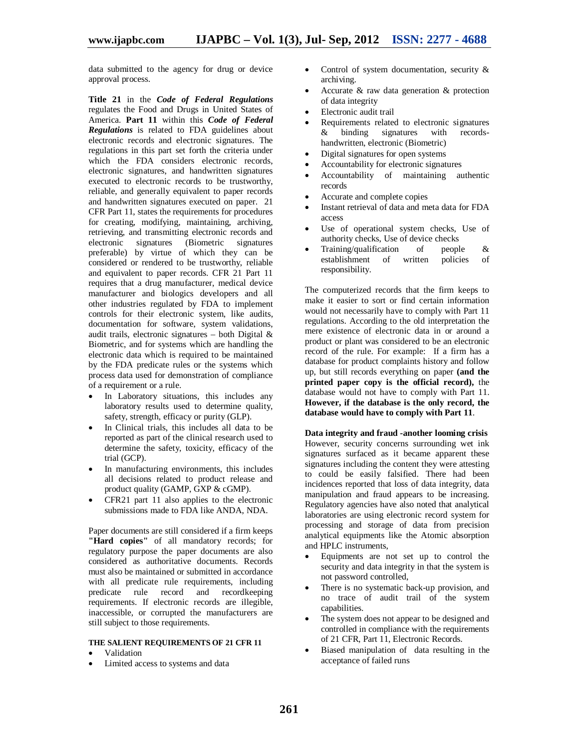data submitted to the agency for drug or device approval process.

**Title 21** in the ***Code of Federal Regulations*** regulates the Food and Drugs in United States of America. **Part 11** within this ***Code of Federal Regulations*** is related to FDA guidelines about electronic records and electronic signatures. The regulations in this part set forth the criteria under which the FDA considers electronic records, electronic signatures, and handwritten signatures executed to electronic records to be trustworthy, reliable, and generally equivalent to paper records and handwritten signatures executed on paper. 21 CFR Part 11, states the requirements for procedures for creating, modifying, maintaining, archiving, retrieving, and transmitting electronic records and electronic signatures (Biometric signatures preferable) by virtue of which they can be considered or rendered to be trustworthy, reliable and equivalent to paper records. CFR 21 Part 11 requires that a drug manufacturer, medical device manufacturer and biologics developers and all other industries regulated by FDA to implement controls for their electronic system, like audits, documentation for software, system validations, audit trails, electronic signatures – both Digital & Biometric, and for systems which are handling the electronic data which is required to be maintained by the FDA predicate rules or the systems which process data used for demonstration of compliance of a requirement or a rule.

- In Laboratory situations, this includes any laboratory results used to determine quality, safety, strength, efficacy or purity (GLP).
- In Clinical trials, this includes all data to be reported as part of the clinical research used to determine the safety, toxicity, efficacy of the trial (GCP).
- In manufacturing environments, this includes all decisions related to product release and product quality (GAMP, GXP & cGMP).
- CFR21 part 11 also applies to the electronic submissions made to FDA like ANDA, NDA.

Paper documents are still considered if a firm keeps **"Hard copies"** of all mandatory records; for regulatory purpose the paper documents are also considered as authoritative documents. Records must also be maintained or submitted in accordance with all predicate rule requirements, including predicate rule record and recordkeeping requirements. If electronic records are illegible, inaccessible, or corrupted the manufacturers are still subject to those requirements.

#### THE SALIENT REQUIREMENTS OF 21 CFR 11

- Validation
- Limited access to systems and data
- Control of system documentation, security & archiving.
- Accurate & raw data generation & protection of data integrity
- Electronic audit trail
- Requirements related to electronic signatures & binding signatures with records-handwritten, electronic (Biometric)
- Digital signatures for open systems
- Accountability for electronic signatures
- Accountability of maintaining authentic records
- Accurate and complete copies
- Instant retrieval of data and meta data for FDA access
- Use of operational system checks, Use of authority checks, Use of device checks
- Training/qualification of people & establishment of written policies of responsibility.

The computerized records that the firm keeps to make it easier to sort or find certain information would not necessarily have to comply with Part 11 regulations. According to the old interpretation the mere existence of electronic data in or around a product or plant was considered to be an electronic record of the rule. For example: If a firm has a database for product complaints history and follow up, but still records everything on paper **(and the printed paper copy is the official record),** the database would not have to comply with Part 11. **However, if the database is the only record, the database would have to comply with Part 11**.

**Data integrity and fraud -another looming crisis**

However, security concerns surrounding wet ink signatures surfaced as it became apparent these signatures including the content they were attesting to could be easily falsified. There had been incidences reported that loss of data integrity, data manipulation and fraud appears to be increasing. Regulatory agencies have also noted that analytical laboratories are using electronic record system for processing and storage of data from precision analytical equipments like the Atomic absorption and HPLC instruments,

- Equipments are not set up to control the security and data integrity in that the system is not password controlled,
- There is no systematic back-up provision, and no trace of audit trail of the system capabilities.
- The system does not appear to be designed and controlled in compliance with the requirements of 21 CFR, Part 11, Electronic Records.
- Biased manipulation of data resulting in the acceptance of failed runs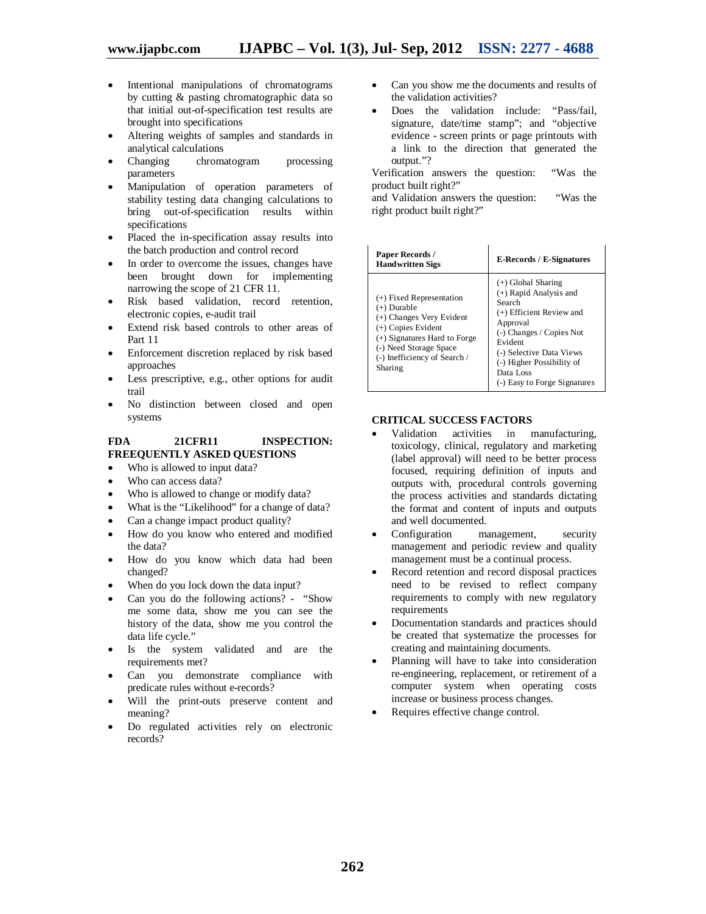- Intentional manipulations of chromatograms by cutting & pasting chromatographic data so that initial out-of-specification test results are brought into specifications
- Altering weights of samples and standards in analytical calculations
- Changing chromatogram processing parameters
- Manipulation of operation parameters of stability testing data changing calculations to bring out-of-specification results within specifications
- Placed the in-specification assay results into the batch production and control record
- In order to overcome the issues, changes have been brought down for implementing narrowing the scope of 21 CFR 11.
- Risk based validation, record retention, electronic copies, e-audit trail
- Extend risk based controls to other areas of Part 11
- Enforcement discretion replaced by risk based approaches
- Less prescriptive, e.g., other options for audit trail
- No distinction between closed and open systems

## FDA 21CFR11 INSPECTION: FREEQUENTLY ASKED QUESTIONS

- Who is allowed to input data?
- Who can access data?
- Who is allowed to change or modify data?
- What is the "Likelihood" for a change of data?
- Can a change impact product quality?
- How do you know who entered and modified the data?
- How do you know which data had been changed?
- When do you lock down the data input?
- Can you do the following actions? - "Show me some data, show me you can see the history of the data, show me you control the data life cycle."
- Is the system validated and are the requirements met?
- Can you demonstrate compliance with predicate rules without e-records?
- Will the print-outs preserve content and meaning?
- Do regulated activities rely on electronic records?
- Can you show me the documents and results of the validation activities?
- Does the validation include: "Pass/fail, signature, date/time stamp"; and "objective evidence - screen prints or page printouts with a link to the direction that generated the output."?

Verification answers the question: "Was the product built right?"
and Validation answers the question: "Was the right product built right?"

| Paper Records / Handwritten Sigs | E-Records / E-Signatures |
|---|---|
| (+) Fixed Representation<br>(+) Durable<br>(+) Changes Very Evident<br>(+) Copies Evident<br>(+) Signatures Hard to Forge<br>(-) Need Storage Space<br>(-) Inefficiency of Search / Sharing | (+) Global Sharing<br>(+) Rapid Analysis and Search<br>(+) Efficient Review and Approval<br>(-) Changes / Copies Not Evident<br>(-) Selective Data Views<br>(-) Higher Possibility of Data Loss<br>(-) Easy to Forge Signatures |

## CRITICAL SUCCESS FACTORS

- Validation activities in manufacturing, toxicology, clinical, regulatory and marketing (label approval) will need to be better process focused, requiring definition of inputs and outputs with, procedural controls governing the process activities and standards dictating the format and content of inputs and outputs and well documented.
- Configuration management, security management and periodic review and quality management must be a continual process.
- Record retention and record disposal practices need to be revised to reflect company requirements to comply with new regulatory requirements
- Documentation standards and practices should be created that systematize the processes for creating and maintaining documents.
- Planning will have to take into consideration re-engineering, replacement, or retirement of a computer system when operating costs increase or business process changes.
- Requires effective change control.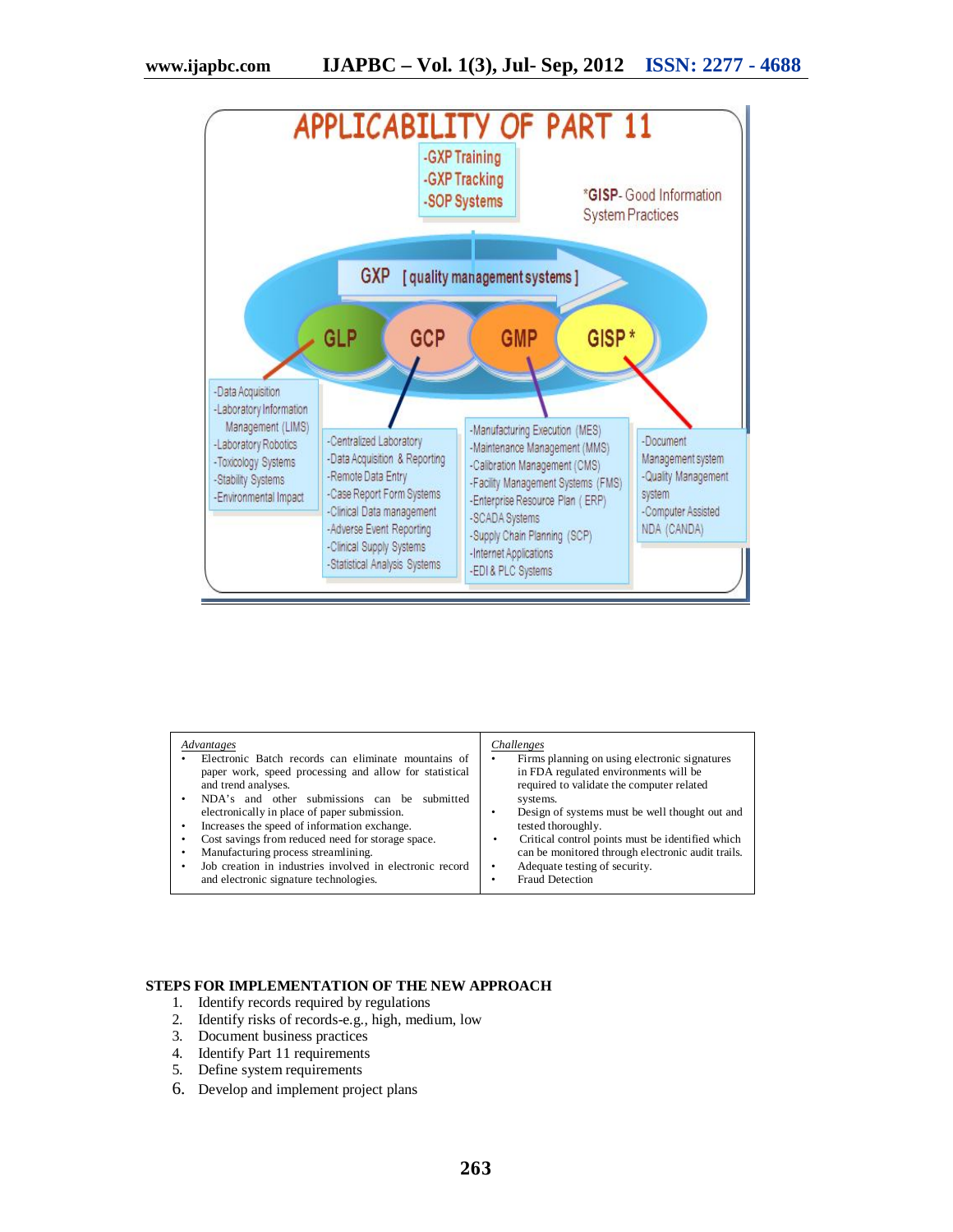**APPLICABILITY OF PART 11**

-GXP Training
-GXP Tracking
-SOP Systems

*GISP- Good Information System Practices

GXP [ quality management systems ]

GLP | GCP | GMP | GISP *

**GLP**
- Data Acquisition
- Laboratory Information Management (LIMS)
- Laboratory Robotics
- Toxicology Systems
- Stability Systems
- Environmental Impact

**GCP**
- Centralized Laboratory
- Data Acquisition & Reporting
- Remote Data Entry
- Case Report Form Systems
- Clinical Data management
- Adverse Event Reporting
- Clinical Supply Systems
- Statistical Analysis Systems

**GMP**
- Manufacturing Execution (MES)
- Maintenance Management (MMS)
- Calibration Management (CMS)
- Facility Management Systems (FMS)
- Enterprise Resource Plan ( ERP)
- SCADA Systems
- Supply Chain Planning (SCP)
- Internet Applications
- EDI & PLC Systems

**GISP**
- Document Management system
- Quality Management system
- Computer Assisted NDA (CANDA)

| *Advantages* | *Challenges* |
|---|---|
| • Electronic Batch records can eliminate mountains of paper work, speed processing and allow for statistical and trend analyses.<br>• NDA's and other submissions can be submitted electronically in place of paper submission.<br>• Increases the speed of information exchange.<br>• Cost savings from reduced need for storage space.<br>• Manufacturing process streamlining.<br>• Job creation in industries involved in electronic record and electronic signature technologies. | • Firms planning on using electronic signatures in FDA regulated environments will be required to validate the computer related systems.<br>• Design of systems must be well thought out and tested thoroughly.<br>• Critical control points must be identified which can be monitored through electronic audit trails.<br>• Adequate testing of security.<br>• Fraud Detection |

**STEPS FOR IMPLEMENTATION OF THE NEW APPROACH**

1. Identify records required by regulations
2. Identify risks of records-e.g., high, medium, low
3. Document business practices
4. Identify Part 11 requirements
5. Define system requirements
6. Develop and implement project plans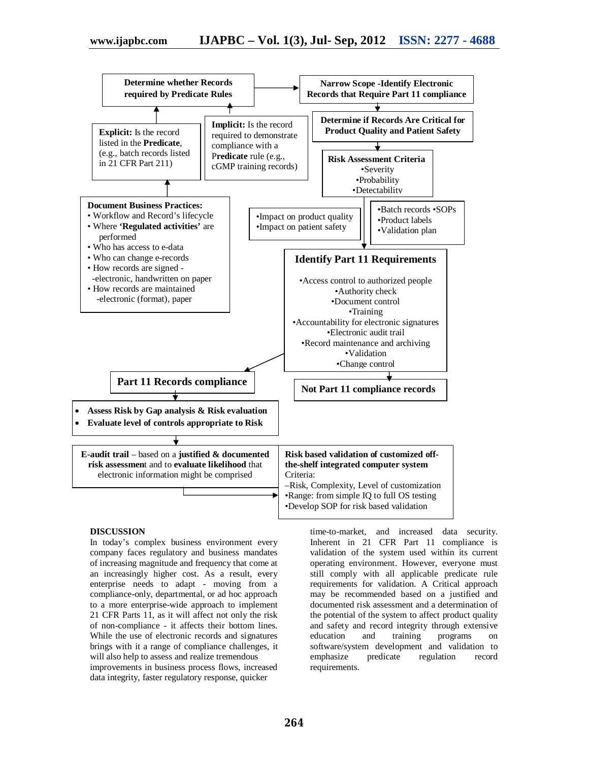**Determine whether Records required by Predicate Rules**

**Narrow Scope -Identify Electronic Records that Require Part 11 compliance**

**Explicit:** Is the record listed in the **Predicate**, (e.g., batch records listed in 21 CFR Part 211)

**Implicit:** Is the record required to demonstrate compliance with a P**redicate** rule (e.g., cGMP training records)

**Determine if Records Are Critical for Product Quality and Patient Safety**

**Risk Assessment Criteria**
- Severity
- Probability
- Detectability

**Document Business Practices:**
- Workflow and Record's lifecycle
- Where **'Regulated activities'** are performed
- Who has access to e-data
- Who can change e-records
- How records are signed - -electronic, handwritten on paper
- How records are maintained -electronic (format), paper

- Impact on product quality
- Impact on patient safety

- Batch records • SOPs
- Product labels
- Validation plan

**Identify Part 11 Requirements**
- Access control to authorized people
- Authority check
- Document control
- Training
- Accountability for electronic signatures
- Electronic audit trail
- Record maintenance and archiving
- Validation
- Change control

**Part 11 Records compliance**

**Not Part 11 compliance records**

- **Assess Risk by Gap analysis & Risk evaluation**
- **Evaluate level of controls appropriate to Risk**

**E-audit trail** – based on a **justified & documented risk assessmen**t and to **evaluate likelihood** that electronic information might be comprised

**Risk based validation of customized off-the-shelf integrated computer system**
Criteria:
–Risk, Complexity, Level of customization
- Range: from simple IQ to full OS testing
- Develop SOP for risk based validation

## DISCUSSION

In today's complex business environment every company faces regulatory and business mandates of increasing magnitude and frequency that come at an increasingly higher cost. As a result, every enterprise needs to adapt - moving from a compliance-only, departmental, or ad hoc approach to a more enterprise-wide approach to implement 21 CFR Parts 11, as it will affect not only the risk of non-compliance - it affects their bottom lines. While the use of electronic records and signatures brings with it a range of compliance challenges, it will also help to assess and realize tremendous improvements in business process flows, increased data integrity, faster regulatory response, quicker time-to-market, and increased data security. Inherent in 21 CFR Part 11 compliance is validation of the system used within its current operating environment. However, everyone must still comply with all applicable predicate rule requirements for validation. A Critical approach may be recommended based on a justified and documented risk assessment and a determination of the potential of the system to affect product quality and safety and record integrity through extensive education and training programs on software/system development and validation to emphasize predicate regulation record requirements.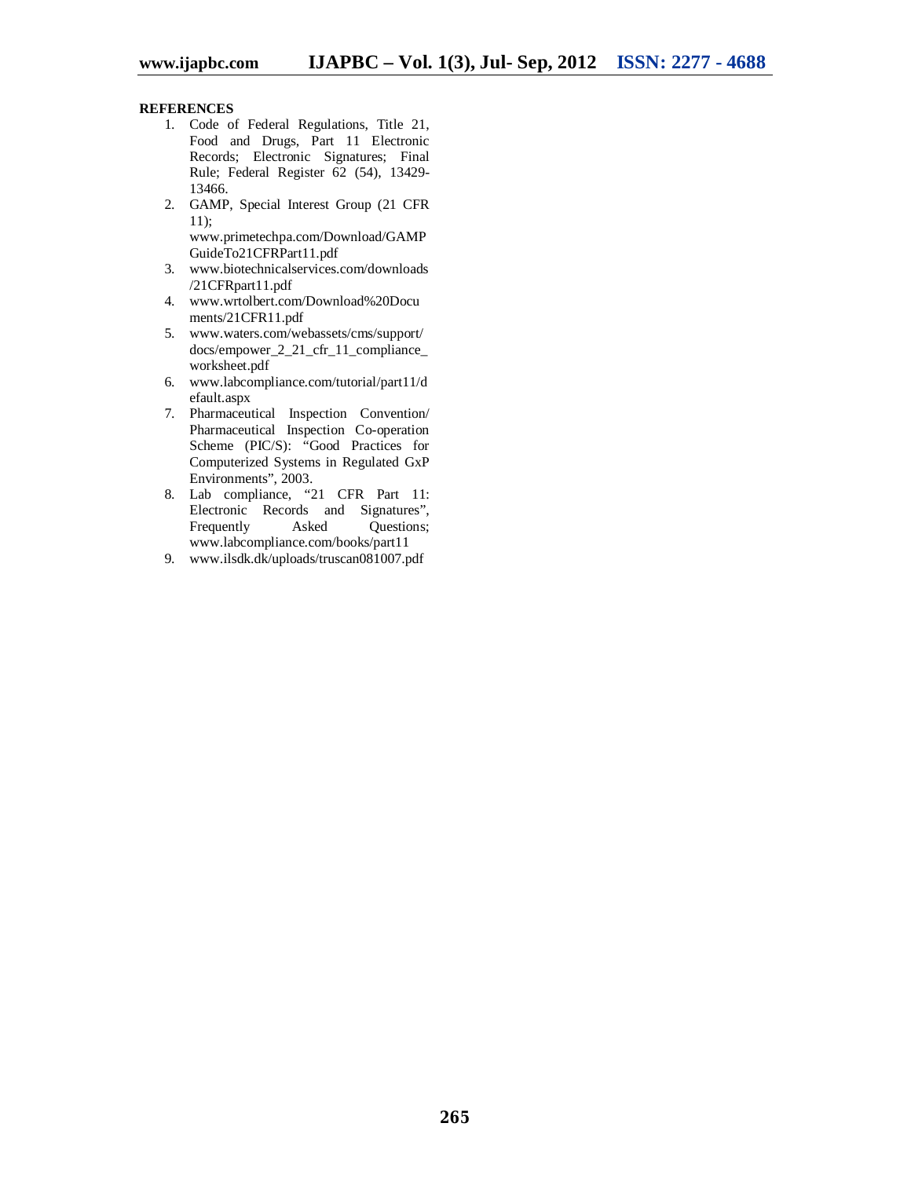**REFERENCES**

1. Code of Federal Regulations, Title 21, Food and Drugs, Part 11 Electronic Records; Electronic Signatures; Final Rule; Federal Register 62 (54), 13429-13466.
2. GAMP, Special Interest Group (21 CFR 11); www.primetechpa.com/Download/GAMPGuideTo21CFRPart11.pdf
3. www.biotechnicalservices.com/downloads/21CFRpart11.pdf
4. www.wrtolbert.com/Download%20Documents/21CFR11.pdf
5. www.waters.com/webassets/cms/support/docs/empower_2_21_cfr_11_compliance_worksheet.pdf
6. www.labcompliance.com/tutorial/part11/default.aspx
7. Pharmaceutical Inspection Convention/ Pharmaceutical Inspection Co-operation Scheme (PIC/S): "Good Practices for Computerized Systems in Regulated GxP Environments", 2003.
8. Lab compliance, "21 CFR Part 11: Electronic Records and Signatures", Frequently Asked Questions; www.labcompliance.com/books/part11
9. www.ilsdk.dk/uploads/truscan081007.pdf